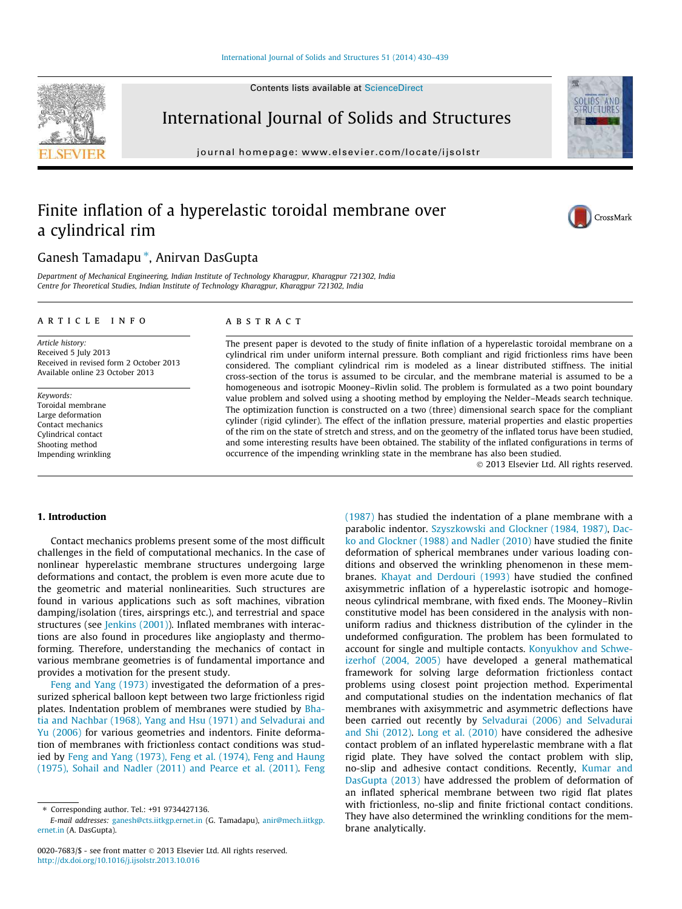# Finite inflation of a hyperelastic toroidal membrane over a cylindrical rim

Ganesh Tamadapu *, Anirvan DasGupta

*Department of Mechanical Engineering, Indian Institute of Technology Kharagpur, Kharagpur 721302, India*
*Centre for Theoretical Studies, Indian Institute of Technology Kharagpur, Kharagpur 721302, India*

## ARTICLE INFO

*Article history:*
Received 5 July 2013
Received in revised form 2 October 2013
Available online 23 October 2013

*Keywords:*
Toroidal membrane
Large deformation
Contact mechanics
Cylindrical contact
Shooting method
Impending wrinkling

## ABSTRACT

The present paper is devoted to the study of finite inflation of a hyperelastic toroidal membrane on a cylindrical rim under uniform internal pressure. Both compliant and rigid frictionless rims have been considered. The compliant cylindrical rim is modeled as a linear distributed stiffness. The initial cross-section of the torus is assumed to be circular, and the membrane material is assumed to be a homogeneous and isotropic Mooney–Rivlin solid. The problem is formulated as a two point boundary value problem and solved using a shooting method by employing the Nelder–Meads search technique. The optimization function is constructed on a two (three) dimensional search space for the compliant cylinder (rigid cylinder). The effect of the inflation pressure, material properties and elastic properties of the rim on the state of stretch and stress, and on the geometry of the inflated torus have been studied, and some interesting results have been obtained. The stability of the inflated configurations in terms of occurrence of the impending wrinkling state in the membrane has also been studied.

© 2013 Elsevier Ltd. All rights reserved.

## 1. Introduction

Contact mechanics problems present some of the most difficult challenges in the field of computational mechanics. In the case of nonlinear hyperelastic membrane structures undergoing large deformations and contact, the problem is even more acute due to the geometric and material nonlinearities. Such structures are found in various applications such as soft machines, vibration damping/isolation (tires, airsprings etc.), and terrestrial and space structures (see Jenkins (2001)). Inflated membranes with interactions are also found in procedures like angioplasty and thermoforming. Therefore, understanding the mechanics of contact in various membrane geometries is of fundamental importance and provides a motivation for the present study.

Feng and Yang (1973) investigated the deformation of a pressurized spherical balloon kept between two large frictionless rigid plates. Indentation problem of membranes were studied by Bhatia and Nachbar (1968), Yang and Hsu (1971) and Selvadurai and Yu (2006) for various geometries and indentors. Finite deformation of membranes with frictionless contact conditions was studied by Feng and Yang (1973), Feng et al. (1974), Feng and Haung (1975), Sohail and Nadler (2011) and Pearce et al. (2011). Feng (1987) has studied the indentation of a plane membrane with a parabolic indentor. Szyszkowski and Glockner (1984, 1987), Dacko and Glockner (1988) and Nadler (2010) have studied the finite deformation of spherical membranes under various loading conditions and observed the wrinkling phenomenon in these membranes. Khayat and Derdouri (1993) have studied the confined axisymmetric inflation of a hyperelastic isotropic and homogeneous cylindrical membrane, with fixed ends. The Mooney–Rivlin constitutive model has been considered in the analysis with non-uniform radius and thickness distribution of the cylinder in the undeformed configuration. The problem has been formulated to account for single and multiple contacts. Konyukhov and Schweizerhof (2004, 2005) have developed a general mathematical framework for solving large deformation frictionless contact problems using closest point projection method. Experimental and computational studies on the indentation mechanics of flat membranes with axisymmetric and asymmetric deflections have been carried out recently by Selvadurai (2006) and Selvadurai and Shi (2012). Long et al. (2010) have considered the adhesive contact problem of an inflated hyperelastic membrane with a flat rigid plate. They have solved the contact problem with slip, no-slip and adhesive contact conditions. Recently, Kumar and DasGupta (2013) have addressed the problem of deformation of an inflated spherical membrane between two rigid flat plates with frictionless, no-slip and finite frictional contact conditions. They have also determined the wrinkling conditions for the membrane analytically.

---

* Corresponding author. Tel.: +91 9734427136.
*E-mail addresses:* ganesh@cts.iitkgp.ernet.in (G. Tamadapu), anir@mech.iitkgp.ernet.in (A. DasGupta).

0020-7683/$ - see front matter © 2013 Elsevier Ltd. All rights reserved.
http://dx.doi.org/10.1016/j.ijsolstr.2013.10.016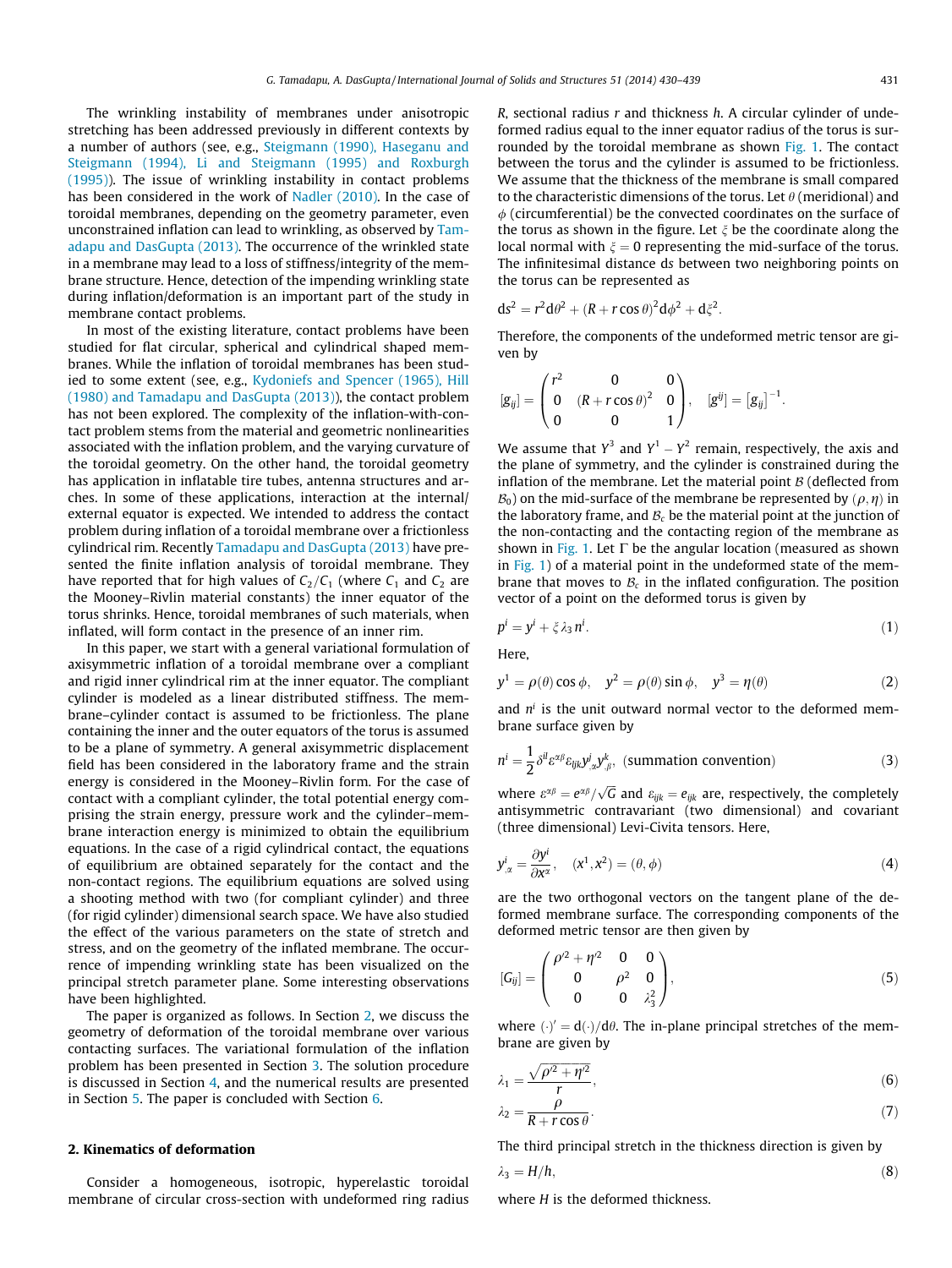The wrinkling instability of membranes under anisotropic stretching has been addressed previously in different contexts by a number of authors (see, e.g., Steigmann (1990), Haseganu and Steigmann (1994), Li and Steigmann (1995) and Roxburgh (1995)). The issue of wrinkling instability in contact problems has been considered in the work of Nadler (2010). In the case of toroidal membranes, depending on the geometry parameter, even unconstrained inflation can lead to wrinkling, as observed by Tamadapu and DasGupta (2013). The occurrence of the wrinkled state in a membrane may lead to a loss of stiffness/integrity of the membrane structure. Hence, detection of the impending wrinkling state during inflation/deformation is an important part of the study in membrane contact problems.

In most of the existing literature, contact problems have been studied for flat circular, spherical and cylindrical shaped membranes. While the inflation of toroidal membranes has been studied to some extent (see, e.g., Kydoniefs and Spencer (1965), Hill (1980) and Tamadapu and DasGupta (2013)), the contact problem has not been explored. The complexity of the inflation-with-contact problem stems from the material and geometric nonlinearities associated with the inflation problem, and the varying curvature of the toroidal geometry. On the other hand, the toroidal geometry has application in inflatable tire tubes, antenna structures and arches. In some of these applications, interaction at the internal/external equator is expected. We intended to address the contact problem during inflation of a toroidal membrane over a frictionless cylindrical rim. Recently Tamadapu and DasGupta (2013) have presented the finite inflation analysis of toroidal membrane. They have reported that for high values of $C_2/C_1$ (where $C_1$ and $C_2$ are the Mooney–Rivlin material constants) the inner equator of the torus shrinks. Hence, toroidal membranes of such materials, when inflated, will form contact in the presence of an inner rim.

In this paper, we start with a general variational formulation of axisymmetric inflation of a toroidal membrane over a compliant and rigid inner cylindrical rim at the inner equator. The compliant cylinder is modeled as a linear distributed stiffness. The membrane–cylinder contact is assumed to be frictionless. The plane containing the inner and the outer equators of the torus is assumed to be a plane of symmetry. A general axisymmetric displacement field has been considered in the laboratory frame and the strain energy is considered in the Mooney–Rivlin form. For the case of contact with a compliant cylinder, the total potential energy comprising the strain energy, pressure work and the cylinder–membrane interaction energy is minimized to obtain the equilibrium equations. In the case of a rigid cylindrical contact, the equations of equilibrium are obtained separately for the contact and the non-contact regions. The equilibrium equations are solved using a shooting method with two (for compliant cylinder) and three (for rigid cylinder) dimensional search space. We have also studied the effect of the various parameters on the state of stretch and stress, and on the geometry of the inflated membrane. The occurrence of impending wrinkling state has been visualized on the principal stretch parameter plane. Some interesting observations have been highlighted.

The paper is organized as follows. In Section 2, we discuss the geometry of deformation of the toroidal membrane over various contacting surfaces. The variational formulation of the inflation problem has been presented in Section 3. The solution procedure is discussed in Section 4, and the numerical results are presented in Section 5. The paper is concluded with Section 6.

## 2. Kinematics of deformation

Consider a homogeneous, isotropic, hyperelastic toroidal membrane of circular cross-section with undeformed ring radius $R$, sectional radius $r$ and thickness $h$. A circular cylinder of undeformed radius equal to the inner equator radius of the torus is surrounded by the toroidal membrane as shown Fig. 1. The contact between the torus and the cylinder is assumed to be frictionless. We assume that the thickness of the membrane is small compared to the characteristic dimensions of the torus. Let $\theta$ (meridional) and $\phi$ (circumferential) be the convected coordinates on the surface of the torus as shown in the figure. Let $\xi$ be the coordinate along the local normal with $\xi = 0$ representing the mid-surface of the torus. The infinitesimal distance $ds$ between two neighboring points on the torus can be represented as

$$ds^2 = r^2 d\theta^2 + (R + r\cos\theta)^2 d\phi^2 + d\xi^2.$$

Therefore, the components of the undeformed metric tensor are given by

$$[g_{ij}] = \begin{pmatrix} r^2 & 0 & 0 \\ 0 & (R + r\cos\theta)^2 & 0 \\ 0 & 0 & 1 \end{pmatrix}, \quad [g^{ij}] = [g_{ij}]^{-1}.$$

We assume that $Y^3$ and $Y^1 - Y^2$ remain, respectively, the axis and the plane of symmetry, and the cylinder is constrained during the inflation of the membrane. Let the material point $\mathcal{B}$ (deflected from $\mathcal{B}_0$) on the mid-surface of the membrane be represented by $(\rho, \eta)$ in the laboratory frame, and $\mathcal{B}_c$ be the material point at the junction of the non-contacting and the contacting region of the membrane as shown in Fig. 1. Let $\Gamma$ be the angular location (measured as shown in Fig. 1) of a material point in the undeformed state of the membrane that moves to $\mathcal{B}_c$ in the inflated configuration. The position vector of a point on the deformed torus is given by

$$p^i = y^i + \xi\lambda_3 n^i. \tag{1}$$

Here,

$$y^1 = \rho(\theta)\cos\phi, \quad y^2 = \rho(\theta)\sin\phi, \quad y^3 = \eta(\theta) \tag{2}$$

and $n^i$ is the unit outward normal vector to the deformed membrane surface given by

$$n^i = \frac{1}{2}\delta^{il}\varepsilon^{\alpha\beta}\varepsilon_{ljk}y^j_{,\alpha}y^k_{,\beta}, \ \text{(summation convention)} \tag{3}$$

where $\varepsilon^{\alpha\beta} = e^{\alpha\beta}/\sqrt{G}$ and $\varepsilon_{ijk} = e_{ijk}$ are, respectively, the completely antisymmetric contravariant (two dimensional) and covariant (three dimensional) Levi-Civita tensors. Here,

$$y^i_{,\alpha} = \frac{\partial y^i}{\partial x^\alpha}, \quad (x^1, x^2) = (\theta, \phi) \tag{4}$$

are the two orthogonal vectors on the tangent plane of the deformed membrane surface. The corresponding components of the deformed metric tensor are then given by

$$[G_{ij}] = \begin{pmatrix} \rho'^2 + \eta'^2 & 0 & 0 \\ 0 & \rho^2 & 0 \\ 0 & 0 & \lambda_3^2 \end{pmatrix}, \tag{5}$$

where $(\cdot)' = d(\cdot)/d\theta$. The in-plane principal stretches of the membrane are given by

$$\lambda_1 = \frac{\sqrt{\rho'^2 + \eta'^2}}{r}, \tag{6}$$

$$\lambda_2 = \frac{\rho}{R + r\cos\theta}. \tag{7}$$

The third principal stretch in the thickness direction is given by

$$\lambda_3 = H/h, \tag{8}$$

where $H$ is the deformed thickness.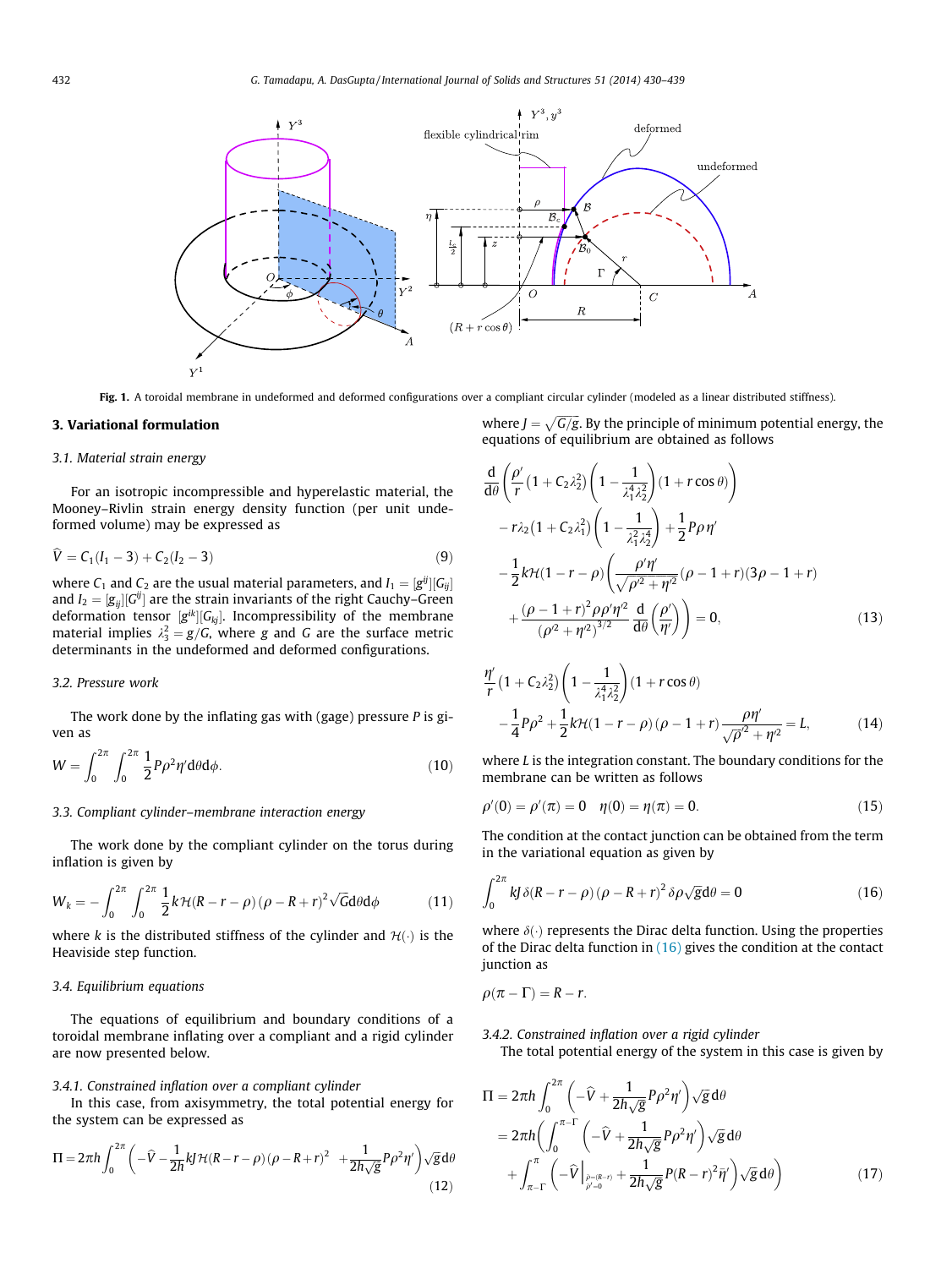Fig. 1. A toroidal membrane in undeformed and deformed configurations over a compliant circular cylinder (modeled as a linear distributed stiffness).

## 3. Variational formulation

### 3.1. Material strain energy

For an isotropic incompressible and hyperelastic material, the Mooney–Rivlin strain energy density function (per unit undeformed volume) may be expressed as

$$\widehat{V} = C_1(I_1 - 3) + C_2(I_2 - 3) \tag{9}$$

where $C_1$ and $C_2$ are the usual material parameters, and $I_1 = [g^{ij}][G_{ij}]$ and $I_2 = [g_{ij}][G^{ij}]$ are the strain invariants of the right Cauchy–Green deformation tensor $[g^{ik}][G_{kj}]$. Incompressibility of the membrane material implies $\lambda_3^2 = g/G$, where $g$ and $G$ are the surface metric determinants in the undeformed and deformed configurations.

### 3.2. Pressure work

The work done by the inflating gas with (gage) pressure $P$ is given as

$$W = \int_0^{2\pi}\int_0^{2\pi} \frac{1}{2}P\rho^2\eta' \mathrm{d}\theta\mathrm{d}\phi. \tag{10}$$

### 3.3. Compliant cylinder–membrane interaction energy

The work done by the compliant cylinder on the torus during inflation is given by

$$W_k = -\int_0^{2\pi}\int_0^{2\pi} \frac{1}{2}k\mathcal{H}(R-r-\rho)(\rho - R + r)^2\sqrt{G}\mathrm{d}\theta\mathrm{d}\phi \tag{11}$$

where $k$ is the distributed stiffness of the cylinder and $\mathcal{H}(\cdot)$ is the Heaviside step function.

### 3.4. Equilibrium equations

The equations of equilibrium and boundary conditions of a toroidal membrane inflating over a compliant and a rigid cylinder are now presented below.

#### 3.4.1. Constrained inflation over a compliant cylinder

In this case, from axisymmetry, the total potential energy for the system can be expressed as

$$\Pi = 2\pi h\int_0^{2\pi}\left(-\widehat{V} - \frac{1}{2h}kJ\mathcal{H}(R-r-\rho)(\rho - R + r)^2 + \frac{1}{2h\sqrt{g}}P\rho^2\eta'\right)\sqrt{g}\mathrm{d}\theta \tag{12}$$

where $J = \sqrt{G/g}$. By the principle of minimum potential energy, the equations of equilibrium are obtained as follows

$$\begin{aligned}
&\frac{\mathrm{d}}{\mathrm{d}\theta}\left(\frac{\rho'}{r}(1 + C_2\lambda_2^2)\left(1 - \frac{1}{\lambda_1^4\lambda_2^2}\right)(1 + r\cos\theta)\right) \\
&\quad - r\lambda_2(1 + C_2\lambda_1^2)\left(1 - \frac{1}{\lambda_1^2\lambda_2^4}\right) + \frac{1}{2}P\rho\eta' \\
&\quad - \frac{1}{2}k\mathcal{H}(1 - r - \rho)\left(\frac{\rho'\eta'}{\sqrt{\rho'^2 + \eta'^2}}(\rho - 1 + r)(3\rho - 1 + r)\right. \\
&\quad \left. + \frac{(\rho - 1 + r)^2\rho\rho'\eta'^2}{(\rho'^2 + \eta'^2)^{3/2}}\frac{\mathrm{d}}{\mathrm{d}\theta}\left(\frac{\rho'}{\eta'}\right)\right) = 0,
\end{aligned} \tag{13}$$

$$\begin{aligned}
&\frac{\eta'}{r}(1 + C_2\lambda_2^2)\left(1 - \frac{1}{\lambda_1^4\lambda_2^2}\right)(1 + r\cos\theta) \\
&\quad - \frac{1}{4}P\rho^2 + \frac{1}{2}k\mathcal{H}(1 - r - \rho)(\rho - 1 + r)\frac{\rho\eta'}{\sqrt{\rho'^2 + \eta'^2}} = L,
\end{aligned} \tag{14}$$

where $L$ is the integration constant. The boundary conditions for the membrane can be written as follows

$$\rho'(0) = \rho'(\pi) = 0 \quad \eta(0) = \eta(\pi) = 0. \tag{15}$$

The condition at the contact junction can be obtained from the term in the variational equation as given by

$$\int_0^{2\pi} kJ\,\delta(R - r - \rho)(\rho - R + r)^2\,\delta\rho\sqrt{g}\mathrm{d}\theta = 0 \tag{16}$$

where $\delta(\cdot)$ represents the Dirac delta function. Using the properties of the Dirac delta function in (16) gives the condition at the contact junction as

$$\rho(\pi - \Gamma) = R - r.$$

#### 3.4.2. Constrained inflation over a rigid cylinder

The total potential energy of the system in this case is given by

$$\begin{aligned}
\Pi &= 2\pi h\int_0^{2\pi}\left(-\widehat{V} + \frac{1}{2h\sqrt{g}}P\rho^2\eta'\right)\sqrt{g}\mathrm{d}\theta \\
&= 2\pi h\left(\int_0^{\pi-\Gamma}\left(-\widehat{V} + \frac{1}{2h\sqrt{g}}P\rho^2\eta'\right)\sqrt{g}\mathrm{d}\theta\right. \\
&\quad \left. + \int_{\pi-\Gamma}^{\pi}\left(-\widehat{V}\Big|_{\substack{\rho=(R-r)\\ \rho'=0}} + \frac{1}{2h\sqrt{g}}P(R - r)^2\bar{\eta}'\right)\sqrt{g}\mathrm{d}\theta\right)
\end{aligned} \tag{17}$$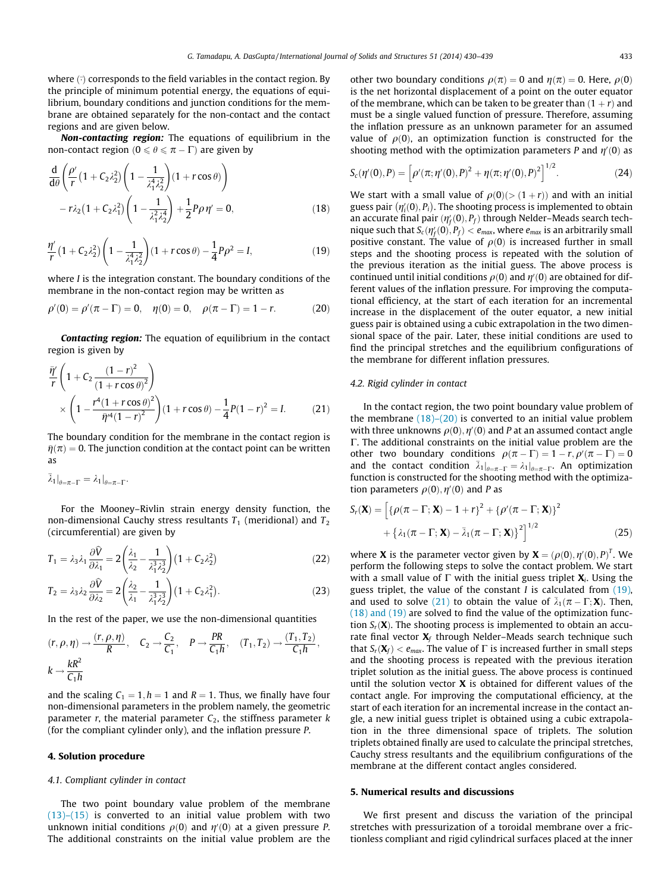where $\bar{(\cdot)}$ corresponds to the field variables in the contact region. By the principle of minimum potential energy, the equations of equilibrium, boundary conditions and junction conditions for the membrane are obtained separately for the non-contact and the contact regions and are given below.

***Non-contacting region:*** The equations of equilibrium in the non-contact region ($0 \leqslant \theta \leqslant \pi - \Gamma$) are given by

$$\frac{d}{d\theta}\left(\frac{\rho'}{r}\left(1 + C_2\lambda_2^2\right)\left(1 - \frac{1}{\lambda_1^4\lambda_2^2}\right)(1 + r\cos\theta)\right) - r\lambda_2\left(1 + C_2\lambda_1^2\right)\left(1 - \frac{1}{\lambda_1^2\lambda_2^4}\right) + \frac{1}{2}P\rho\eta' = 0, \tag{18}$$

$$\frac{\eta'}{r}\left(1 + C_2\lambda_2^2\right)\left(1 - \frac{1}{\lambda_1^4\lambda_2^2}\right)(1 + r\cos\theta) - \frac{1}{4}P\rho^2 = I, \tag{19}$$

where $I$ is the integration constant. The boundary conditions of the membrane in the non-contact region may be written as

$$\rho'(0) = \rho'(\pi - \Gamma) = 0, \quad \eta(0) = 0, \quad \rho(\pi - \Gamma) = 1 - r. \tag{20}$$

***Contacting region:*** The equation of equilibrium in the contact region is given by

$$\frac{\bar{\eta}'}{r}\left(1 + C_2\frac{(1-r)^2}{(1 + r\cos\theta)^2}\right) \times \left(1 - \frac{r^4(1 + r\cos\theta)^2}{\bar{\eta}'^4(1-r)^2}\right)(1 + r\cos\theta) - \frac{1}{4}P(1-r)^2 = I. \tag{21}$$

The boundary condition for the membrane in the contact region is $\bar{\eta}(\pi) = 0$. The junction condition at the contact point can be written as

$$\bar{\lambda}_1|_{\theta=\pi-\Gamma} = \lambda_1|_{\theta=\pi-\Gamma}.$$

For the Mooney–Rivlin strain energy density function, the non-dimensional Cauchy stress resultants $T_1$ (meridional) and $T_2$ (circumferential) are given by

$$T_1 = \lambda_3\lambda_1\frac{\partial\widehat{V}}{\partial\lambda_1} = 2\left(\frac{\lambda_1}{\lambda_2} - \frac{1}{\lambda_1^3\lambda_2^3}\right)\left(1 + C_2\lambda_2^2\right) \tag{22}$$

$$T_2 = \lambda_3\lambda_2\frac{\partial\widehat{V}}{\partial\lambda_2} = 2\left(\frac{\lambda_2}{\lambda_1} - \frac{1}{\lambda_1^3\lambda_2^3}\right)\left(1 + C_2\lambda_1^2\right). \tag{23}$$

In the rest of the paper, we use the non-dimensional quantities

$$(r, \rho, \eta) \to \frac{(r, \rho, \eta)}{R}, \quad C_2 \to \frac{C_2}{C_1}, \quad P \to \frac{PR}{C_1 h}, \quad (T_1, T_2) \to \frac{(T_1, T_2)}{C_1 h},$$
$$k \to \frac{kR^2}{C_1 h}$$

and the scaling $C_1 = 1, h = 1$ and $R = 1$. Thus, we finally have four non-dimensional parameters in the problem namely, the geometric parameter $r$, the material parameter $C_2$, the stiffness parameter $k$ (for the compliant cylinder only), and the inflation pressure $P$.

## 4. Solution procedure

### 4.1. Compliant cylinder in contact

The two point boundary value problem of the membrane (13)–(15) is converted to an initial value problem with two unknown initial conditions $\rho(0)$ and $\eta'(0)$ at a given pressure $P$. The additional constraints on the initial value problem are the other two boundary conditions $\rho(\pi) = 0$ and $\eta(\pi) = 0$. Here, $\rho(0)$ is the net horizontal displacement of a point on the outer equator of the membrane, which can be taken to be greater than $(1 + r)$ and must be a single valued function of pressure. Therefore, assuming the inflation pressure as an unknown parameter for an assumed value of $\rho(0)$, an optimization function is constructed for the shooting method with the optimization parameters $P$ and $\eta'(0)$ as

$$S_c(\eta'(0), P) = \left[\rho'(\pi; \eta'(0), P)^2 + \eta(\pi; \eta'(0), P)^2\right]^{1/2}. \tag{24}$$

We start with a small value of $\rho(0)(> (1 + r))$ and with an initial guess pair $(\eta_i'(0), P_i)$. The shooting process is implemented to obtain an accurate final pair $(\eta_f'(0), P_f)$ through Nelder–Meads search technique such that $S_c(\eta_f'(0), P_f) < e_{max}$, where $e_{max}$ is an arbitrarily small positive constant. The value of $\rho(0)$ is increased further in small steps and the shooting process is repeated with the solution of the previous iteration as the initial guess. The above process is continued until initial conditions $\rho(0)$ and $\eta'(0)$ are obtained for different values of the inflation pressure. For improving the computational efficiency, at the start of each iteration for an incremental increase in the displacement of the outer equator, a new initial guess pair is obtained using a cubic extrapolation in the two dimensional space of the pair. Later, these initial conditions are used to find the principal stretches and the equilibrium configurations of the membrane for different inflation pressures.

### 4.2. Rigid cylinder in contact

In the contact region, the two point boundary value problem of the membrane (18)–(20) is converted to an initial value problem with three unknowns $\rho(0), \eta'(0)$ and $P$ at an assumed contact angle $\Gamma$. The additional constraints on the initial value problem are the other two boundary conditions $\rho(\pi - \Gamma) = 1 - r, \rho'(\pi - \Gamma) = 0$ and the contact condition $\bar{\lambda}_1|_{\theta=\pi-\Gamma} = \lambda_1|_{\theta=\pi-\Gamma}$. An optimization function is constructed for the shooting method with the optimization parameters $\rho(0), \eta'(0)$ and $P$ as

$$S_r(\mathbf{X}) = \left[\{\rho(\pi - \Gamma; \mathbf{X}) - 1 + r\}^2 + \{\rho'(\pi - \Gamma; \mathbf{X})\}^2 + \{\lambda_1(\pi - \Gamma; \mathbf{X}) - \bar{\lambda}_1(\pi - \Gamma; \mathbf{X})\}^2\right]^{1/2} \tag{25}$$

where $\mathbf{X}$ is the parameter vector given by $\mathbf{X} = (\rho(0), \eta'(0), P)^T$. We perform the following steps to solve the contact problem. We start with a small value of $\Gamma$ with the initial guess triplet $\mathbf{X}_i$. Using the guess triplet, the value of the constant $I$ is calculated from (19), and used to solve (21) to obtain the value of $\bar{\lambda}_1(\pi - \Gamma; \mathbf{X})$. Then, (18) and (19) are solved to find the value of the optimization function $S_r(\mathbf{X})$. The shooting process is implemented to obtain an accurate final vector $\mathbf{X}_f$ through Nelder–Meads search technique such that $S_r(\mathbf{X}_f) < e_{max}$. The value of $\Gamma$ is increased further in small steps and the shooting process is repeated with the previous iteration triplet solution as the initial guess. The above process is continued until the solution vector $\mathbf{X}$ is obtained for different values of the contact angle. For improving the computational efficiency, at the start of each iteration for an incremental increase in the contact angle, a new initial guess triplet is obtained using a cubic extrapolation in the three dimensional space of triplets. The solution triplets obtained finally are used to calculate the principal stretches, Cauchy stress resultants and the equilibrium configurations of the membrane at the different contact angles considered.

## 5. Numerical results and discussions

We first present and discuss the variation of the principal stretches with pressurization of a toroidal membrane over a frictionless compliant and rigid cylindrical surfaces placed at the inner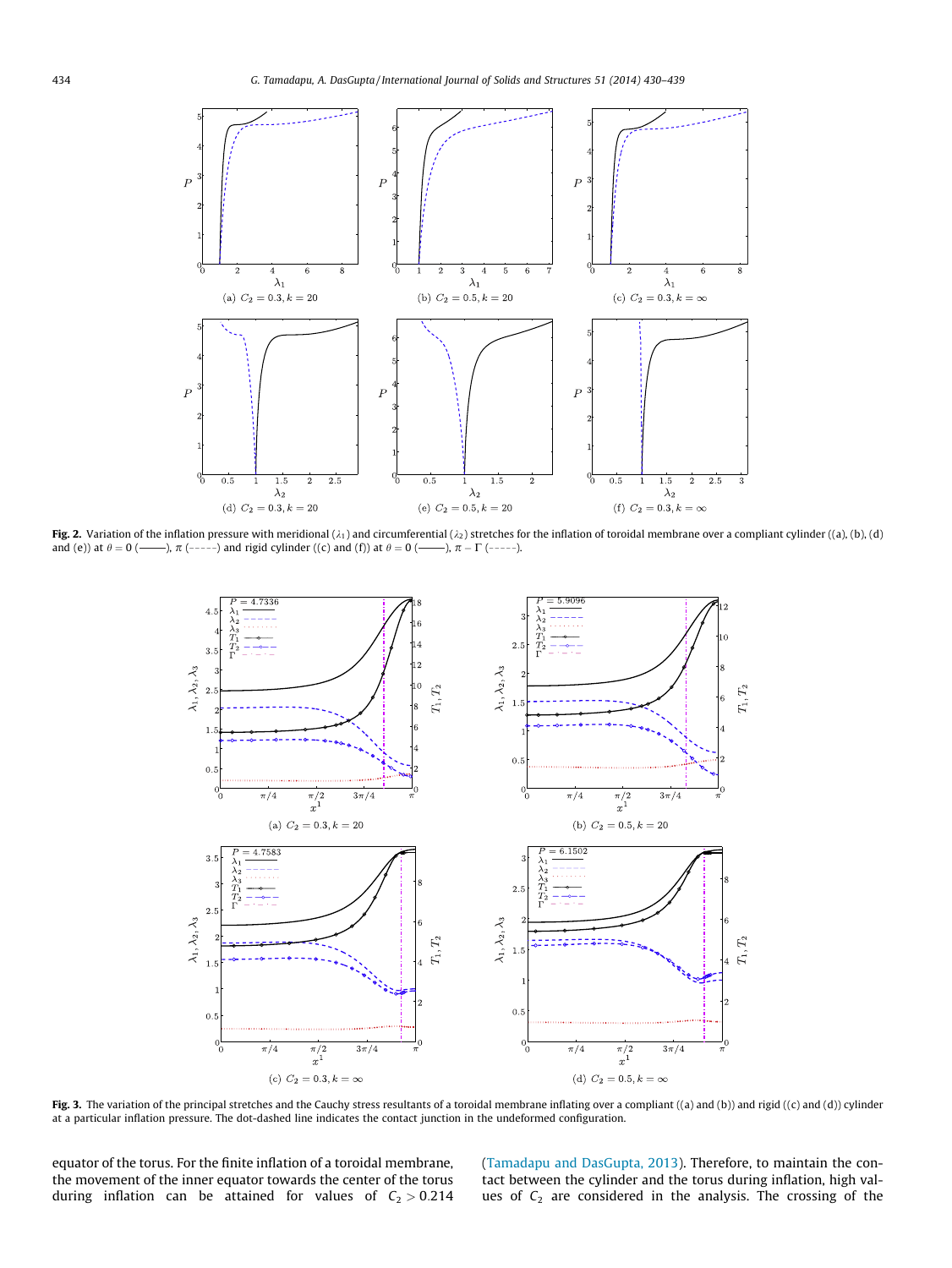**Fig. 2.** Variation of the inflation pressure with meridional ($\lambda_1$) and circumferential ($\lambda_2$) stretches for the inflation of toroidal membrane over a compliant cylinder ((a), (b), (d) and (e)) at $\theta = 0$ (——), $\pi$ (- - - - -) and rigid cylinder ((c) and (f)) at $\theta = 0$ (——), $\pi - \Gamma$ (- - - - -).

**Fig. 3.** The variation of the principal stretches and the Cauchy stress resultants of a toroidal membrane inflating over a compliant ((a) and (b)) and rigid ((c) and (d)) cylinder at a particular inflation pressure. The dot-dashed line indicates the contact junction in the undeformed configuration.

equator of the torus. For the finite inflation of a toroidal membrane, the movement of the inner equator towards the center of the torus during inflation can be attained for values of $C_2 > 0.214$ (Tamadapu and DasGupta, 2013). Therefore, to maintain the contact between the cylinder and the torus during inflation, high values of $C_2$ are considered in the analysis. The crossing of the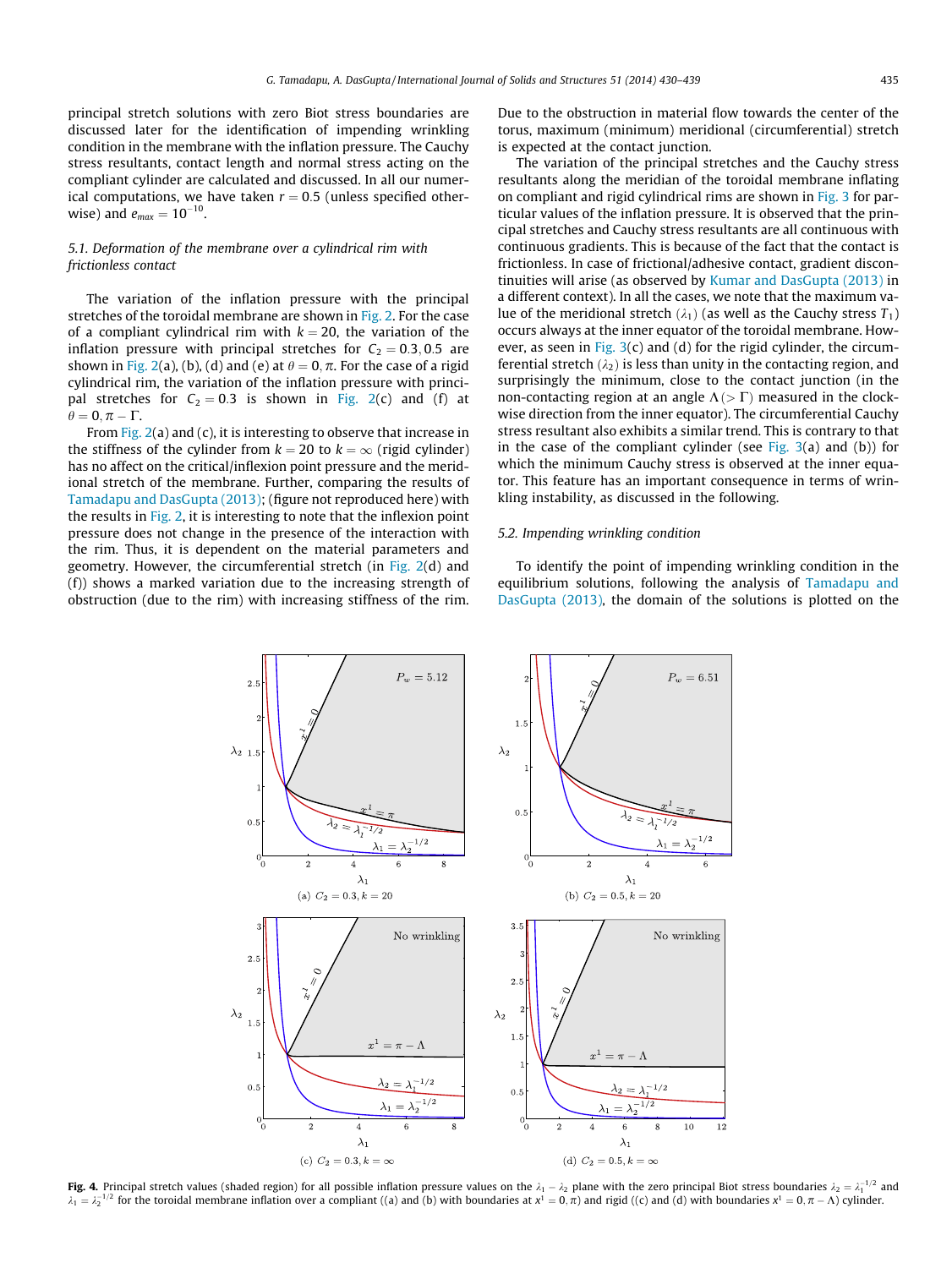principal stretch solutions with zero Biot stress boundaries are discussed later for the identification of impending wrinkling condition in the membrane with the inflation pressure. The Cauchy stress resultants, contact length and normal stress acting on the compliant cylinder are calculated and discussed. In all our numerical computations, we have taken $r = 0.5$ (unless specified otherwise) and $e_{max} = 10^{-10}$.

### 5.1. Deformation of the membrane over a cylindrical rim with frictionless contact

The variation of the inflation pressure with the principal stretches of the toroidal membrane are shown in Fig. 2. For the case of a compliant cylindrical rim with $k = 20$, the variation of the inflation pressure with principal stretches for $C_2 = 0.3, 0.5$ are shown in Fig. 2(a), (b), (d) and (e) at $\theta = 0, \pi$. For the case of a rigid cylindrical rim, the variation of the inflation pressure with principal stretches for $C_2 = 0.3$ is shown in Fig. 2(c) and (f) at $\theta = 0, \pi - \Gamma$.

From Fig. 2(a) and (c), it is interesting to observe that increase in the stiffness of the cylinder from $k = 20$ to $k = \infty$ (rigid cylinder) has no affect on the critical/inflexion point pressure and the meridional stretch of the membrane. Further, comparing the results of Tamadapu and DasGupta (2013); (figure not reproduced here) with the results in Fig. 2, it is interesting to note that the inflexion point pressure does not change in the presence of the interaction with the rim. Thus, it is dependent on the material parameters and geometry. However, the circumferential stretch (in Fig. 2(d) and (f)) shows a marked variation due to the increasing strength of obstruction (due to the rim) with increasing stiffness of the rim. Due to the obstruction in material flow towards the center of the torus, maximum (minimum) meridional (circumferential) stretch is expected at the contact junction.

The variation of the principal stretches and the Cauchy stress resultants along the meridian of the toroidal membrane inflating on compliant and rigid cylindrical rims are shown in Fig. 3 for particular values of the inflation pressure. It is observed that the principal stretches and Cauchy stress resultants are all continuous with continuous gradients. This is because of the fact that the contact is frictionless. In case of frictional/adhesive contact, gradient discontinuities will arise (as observed by Kumar and DasGupta (2013) in a different context). In all the cases, we note that the maximum value of the meridional stretch ($\lambda_1$) (as well as the Cauchy stress $T_1$) occurs always at the inner equator of the toroidal membrane. However, as seen in Fig. 3(c) and (d) for the rigid cylinder, the circumferential stretch ($\lambda_2$) is less than unity in the contacting region, and surprisingly the minimum, close to the contact junction (in the non-contacting region at an angle $\Lambda (> \Gamma)$ measured in the clockwise direction from the inner equator). The circumferential Cauchy stress resultant also exhibits a similar trend. This is contrary to that in the case of the compliant cylinder (see Fig. 3(a) and (b)) for which the minimum Cauchy stress is observed at the inner equator. This feature has an important consequence in terms of wrinkling instability, as discussed in the following.

### 5.2. Impending wrinkling condition

To identify the point of impending wrinkling condition in the equilibrium solutions, following the analysis of Tamadapu and DasGupta (2013), the domain of the solutions is plotted on the

(a) $C_2 = 0.3, k = 20$ (b) $C_2 = 0.5, k = 20$ (c) $C_2 = 0.3, k = \infty$ (d) $C_2 = 0.5, k = \infty$

**Fig. 4.** Principal stretch values (shaded region) for all possible inflation pressure values on the $\lambda_1 - \lambda_2$ plane with the zero principal Biot stress boundaries $\lambda_2 = \lambda_1^{-1/2}$ and $\lambda_1 = \lambda_2^{-1/2}$ for the toroidal membrane inflation over a compliant ((a) and (b) with boundaries at $x^1 = 0, \pi$) and rigid ((c) and (d) with boundaries $x^1 = 0, \pi - \Lambda$) cylinder.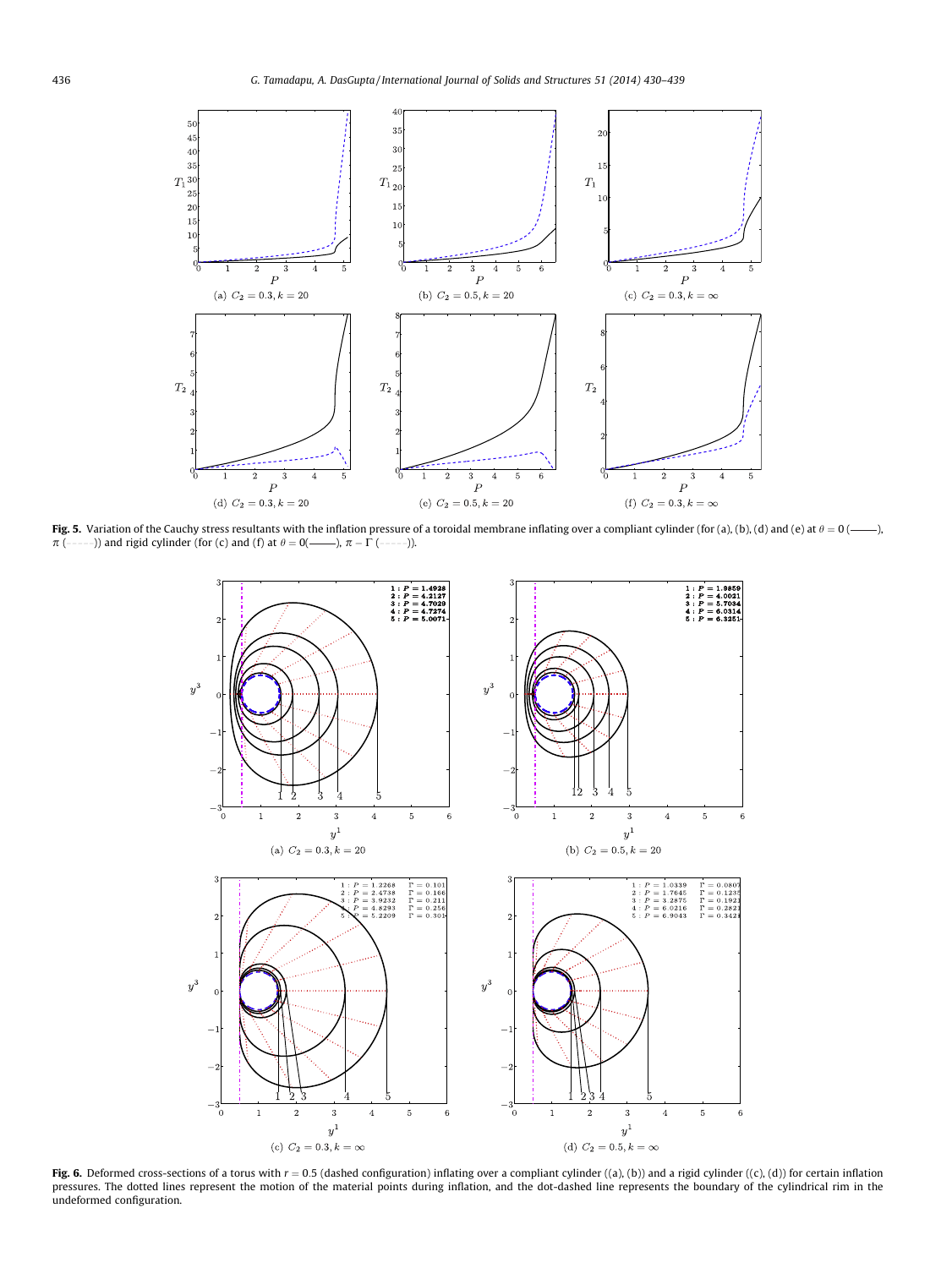**Fig. 5.** Variation of the Cauchy stress resultants with the inflation pressure of a toroidal membrane inflating over a compliant cylinder (for (a), (b), (d) and (e) at $\theta = 0$ (———), $\pi$ (- - - - -)) and rigid cylinder (for (c) and (f) at $\theta = 0$(———), $\pi - \Gamma$ (- - - - -)).

**Fig. 6.** Deformed cross-sections of a torus with $r = 0.5$ (dashed configuration) inflating over a compliant cylinder ((a), (b)) and a rigid cylinder ((c), (d)) for certain inflation pressures. The dotted lines represent the motion of the material points during inflation, and the dot-dashed line represents the boundary of the cylindrical rim in the undeformed configuration.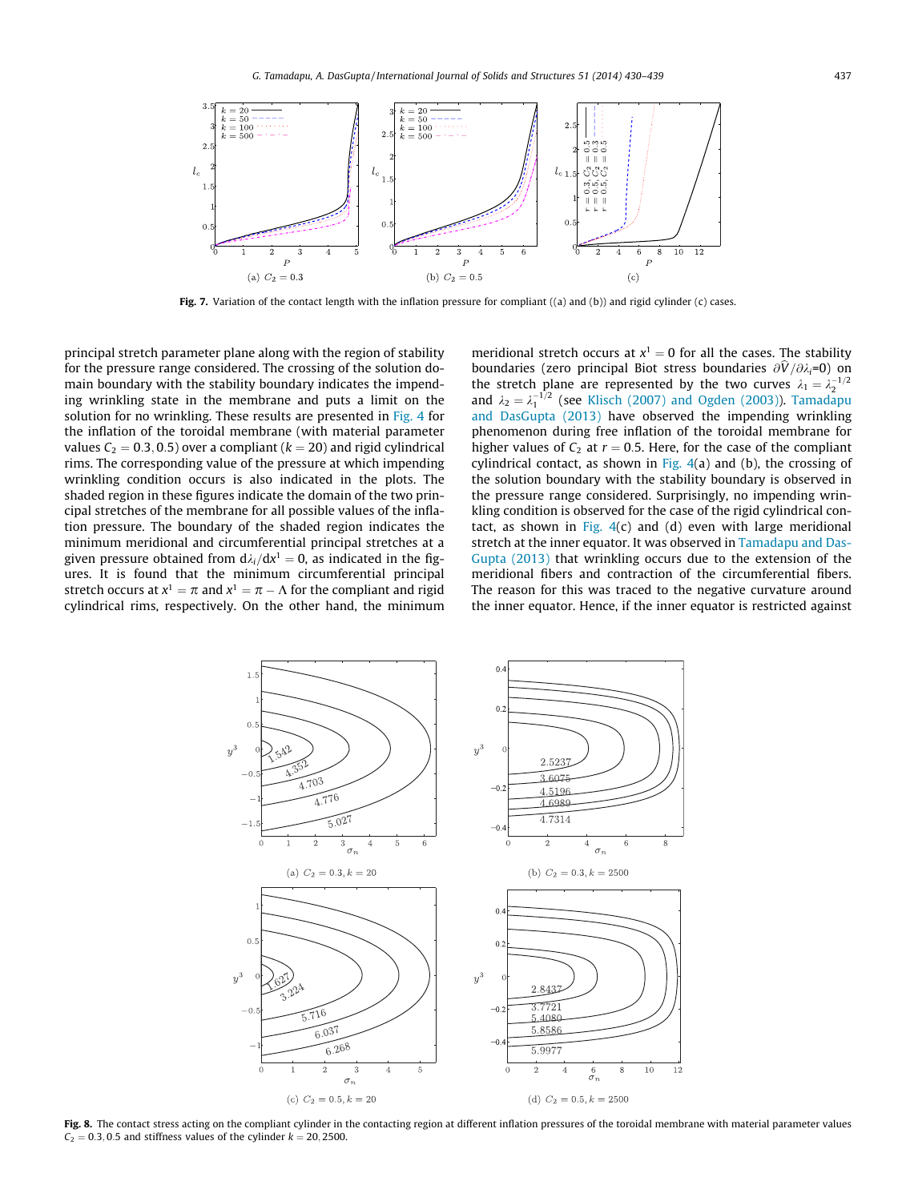Fig. 7. Variation of the contact length with the inflation pressure for compliant ((a) and (b)) and rigid cylinder (c) cases.

principal stretch parameter plane along with the region of stability for the pressure range considered. The crossing of the solution domain boundary with the stability boundary indicates the impending wrinkling state in the membrane and puts a limit on the solution for no wrinkling. These results are presented in Fig. 4 for the inflation of the toroidal membrane (with material parameter values $C_2 = 0.3, 0.5$) over a compliant ($k = 20$) and rigid cylindrical rims. The corresponding value of the pressure at which impending wrinkling condition occurs is also indicated in the plots. The shaded region in these figures indicate the domain of the two principal stretches of the membrane for all possible values of the inflation pressure. The boundary of the shaded region indicates the minimum meridional and circumferential principal stretches at a given pressure obtained from $\mathrm{d}\lambda_i/\mathrm{d}x^1 = 0$, as indicated in the figures. It is found that the minimum circumferential principal stretch occurs at $x^1 = \pi$ and $x^1 = \pi - \Lambda$ for the compliant and rigid cylindrical rims, respectively. On the other hand, the minimum meridional stretch occurs at $x^1 = 0$ for all the cases. The stability boundaries (zero principal Biot stress boundaries $\partial\widehat{V}/\partial\lambda_i$=0) on the stretch plane are represented by the two curves $\lambda_1 = \lambda_2^{-1/2}$ and $\lambda_2 = \lambda_1^{-1/2}$ (see Klisch (2007) and Ogden (2003)). Tamadapu and DasGupta (2013) have observed the impending wrinkling phenomenon during free inflation of the toroidal membrane for higher values of $C_2$ at $r = 0.5$. Here, for the case of the compliant cylindrical contact, as shown in Fig. 4(a) and (b), the crossing of the solution boundary with the stability boundary is observed in the pressure range considered. Surprisingly, no impending wrinkling condition is observed for the case of the rigid cylindrical contact, as shown in Fig. 4(c) and (d) even with large meridional stretch at the inner equator. It was observed in Tamadapu and DasGupta (2013) that wrinkling occurs due to the extension of the meridional fibers and contraction of the circumferential fibers. The reason for this was traced to the negative curvature around the inner equator. Hence, if the inner equator is restricted against

Fig. 8. The contact stress acting on the compliant cylinder in the contacting region at different inflation pressures of the toroidal membrane with material parameter values $C_2 = 0.3, 0.5$ and stiffness values of the cylinder $k = 20, 2500$.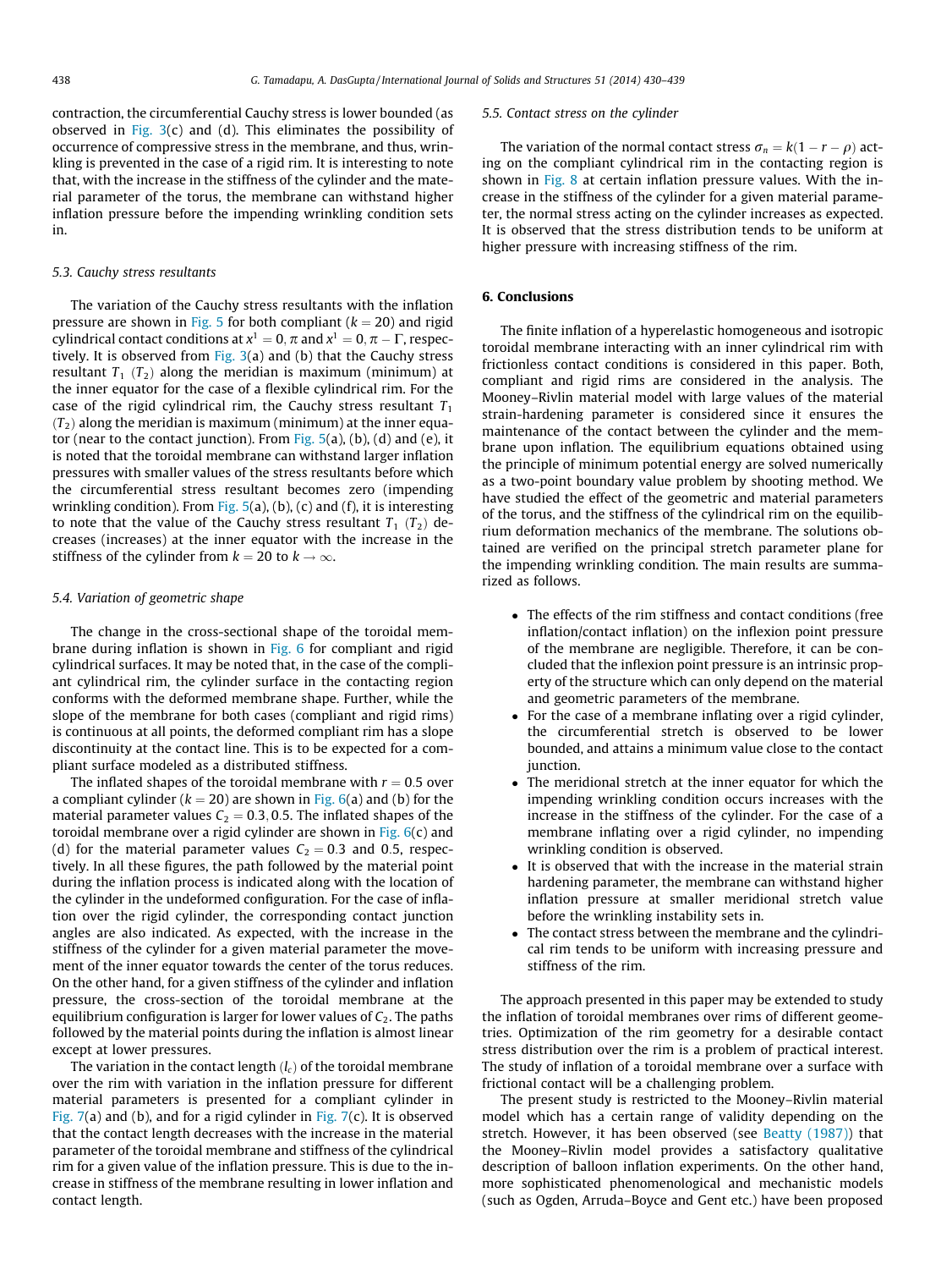contraction, the circumferential Cauchy stress is lower bounded (as observed in Fig. 3(c) and (d). This eliminates the possibility of occurrence of compressive stress in the membrane, and thus, wrinkling is prevented in the case of a rigid rim. It is interesting to note that, with the increase in the stiffness of the cylinder and the material parameter of the torus, the membrane can withstand higher inflation pressure before the impending wrinkling condition sets in.

### 5.3. Cauchy stress resultants

The variation of the Cauchy stress resultants with the inflation pressure are shown in Fig. 5 for both compliant ($k = 20$) and rigid cylindrical contact conditions at $x^1 = 0, \pi$ and $x^1 = 0, \pi - \Gamma$, respectively. It is observed from Fig. 3(a) and (b) that the Cauchy stress resultant $T_1$ ($T_2$) along the meridian is maximum (minimum) at the inner equator for the case of a flexible cylindrical rim. For the case of the rigid cylindrical rim, the Cauchy stress resultant $T_1$ ($T_2$) along the meridian is maximum (minimum) at the inner equator (near to the contact junction). From Fig. 5(a), (b), (d) and (e), it is noted that the toroidal membrane can withstand larger inflation pressures with smaller values of the stress resultants before which the circumferential stress resultant becomes zero (impending wrinkling condition). From Fig. 5(a), (b), (c) and (f), it is interesting to note that the value of the Cauchy stress resultant $T_1$ ($T_2$) decreases (increases) at the inner equator with the increase in the stiffness of the cylinder from $k = 20$ to $k \to \infty$.

### 5.4. Variation of geometric shape

The change in the cross-sectional shape of the toroidal membrane during inflation is shown in Fig. 6 for compliant and rigid cylindrical surfaces. It may be noted that, in the case of the compliant cylindrical rim, the cylinder surface in the contacting region conforms with the deformed membrane shape. Further, while the slope of the membrane for both cases (compliant and rigid rims) is continuous at all points, the deformed compliant rim has a slope discontinuity at the contact line. This is to be expected for a compliant surface modeled as a distributed stiffness.

The inflated shapes of the toroidal membrane with $r = 0.5$ over a compliant cylinder ($k = 20$) are shown in Fig. 6(a) and (b) for the material parameter values $C_2 = 0.3, 0.5$. The inflated shapes of the toroidal membrane over a rigid cylinder are shown in Fig. 6(c) and (d) for the material parameter values $C_2 = 0.3$ and $0.5$, respectively. In all these figures, the path followed by the material point during the inflation process is indicated along with the location of the cylinder in the undeformed configuration. For the case of inflation over the rigid cylinder, the corresponding contact junction angles are also indicated. As expected, with the increase in the stiffness of the cylinder for a given material parameter the movement of the inner equator towards the center of the torus reduces. On the other hand, for a given stiffness of the cylinder and inflation pressure, the cross-section of the toroidal membrane at the equilibrium configuration is larger for lower values of $C_2$. The paths followed by the material points during the inflation is almost linear except at lower pressures.

The variation in the contact length ($l_c$) of the toroidal membrane over the rim with variation in the inflation pressure for different material parameters is presented for a compliant cylinder in Fig. 7(a) and (b), and for a rigid cylinder in Fig. 7(c). It is observed that the contact length decreases with the increase in the material parameter of the toroidal membrane and stiffness of the cylindrical rim for a given value of the inflation pressure. This is due to the increase in stiffness of the membrane resulting in lower inflation and contact length.

### 5.5. Contact stress on the cylinder

The variation of the normal contact stress $\sigma_n = k(1 - r - \rho)$ acting on the compliant cylindrical rim in the contacting region is shown in Fig. 8 at certain inflation pressure values. With the increase in the stiffness of the cylinder for a given material parameter, the normal stress acting on the cylinder increases as expected. It is observed that the stress distribution tends to be uniform at higher pressure with increasing stiffness of the rim.

## 6. Conclusions

The finite inflation of a hyperelastic homogeneous and isotropic toroidal membrane interacting with an inner cylindrical rim with frictionless contact conditions is considered in this paper. Both, compliant and rigid rims are considered in the analysis. The Mooney–Rivlin material model with large values of the material strain-hardening parameter is considered since it ensures the maintenance of the contact between the cylinder and the membrane upon inflation. The equilibrium equations obtained using the principle of minimum potential energy are solved numerically as a two-point boundary value problem by shooting method. We have studied the effect of the geometric and material parameters of the torus, and the stiffness of the cylindrical rim on the equilibrium deformation mechanics of the membrane. The solutions obtained are verified on the principal stretch parameter plane for the impending wrinkling condition. The main results are summarized as follows.

- The effects of the rim stiffness and contact conditions (free inflation/contact inflation) on the inflexion point pressure of the membrane are negligible. Therefore, it can be concluded that the inflexion point pressure is an intrinsic property of the structure which can only depend on the material and geometric parameters of the membrane.
- For the case of a membrane inflating over a rigid cylinder, the circumferential stretch is observed to be lower bounded, and attains a minimum value close to the contact junction.
- The meridional stretch at the inner equator for which the impending wrinkling condition occurs increases with the increase in the stiffness of the cylinder. For the case of a membrane inflating over a rigid cylinder, no impending wrinkling condition is observed.
- It is observed that with the increase in the material strain hardening parameter, the membrane can withstand higher inflation pressure at smaller meridional stretch value before the wrinkling instability sets in.
- The contact stress between the membrane and the cylindrical rim tends to be uniform with increasing pressure and stiffness of the rim.

The approach presented in this paper may be extended to study the inflation of toroidal membranes over rims of different geometries. Optimization of the rim geometry for a desirable contact stress distribution over the rim is a problem of practical interest. The study of inflation of a toroidal membrane over a surface with frictional contact will be a challenging problem.

The present study is restricted to the Mooney–Rivlin material model which has a certain range of validity depending on the stretch. However, it has been observed (see Beatty (1987)) that the Mooney–Rivlin model provides a satisfactory qualitative description of balloon inflation experiments. On the other hand, more sophisticated phenomenological and mechanistic models (such as Ogden, Arruda–Boyce and Gent etc.) have been proposed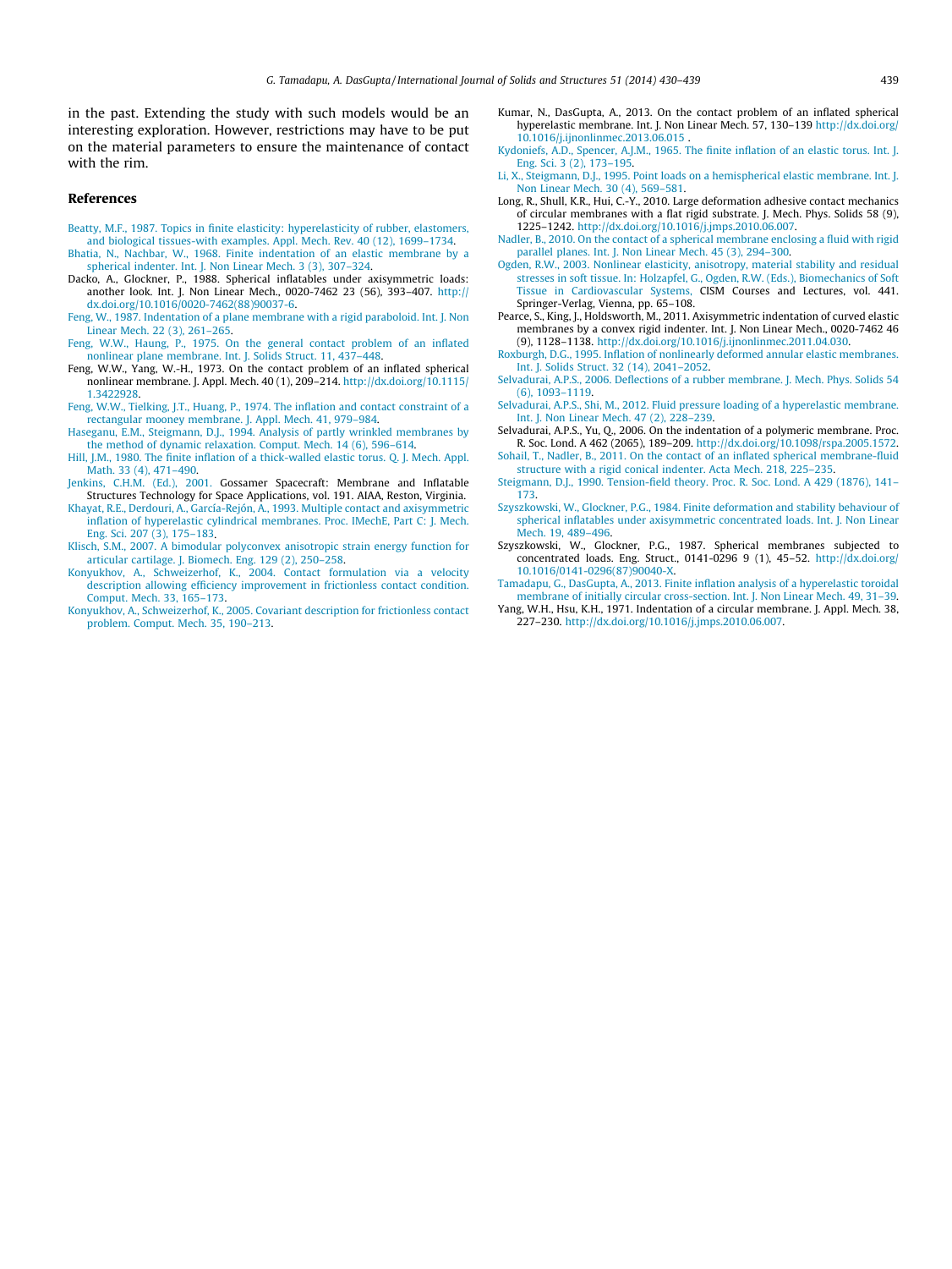in the past. Extending the study with such models would be an interesting exploration. However, restrictions may have to be put on the material parameters to ensure the maintenance of contact with the rim.

## References

Beatty, M.F., 1987. Topics in finite elasticity: hyperelasticity of rubber, elastomers, and biological tissues-with examples. Appl. Mech. Rev. 40 (12), 1699–1734.

Bhatia, N., Nachbar, W., 1968. Finite indentation of an elastic membrane by a spherical indenter. Int. J. Non Linear Mech. 3 (3), 307–324.

Dacko, A., Glockner, P., 1988. Spherical inflatables under axisymmetric loads: another look. Int. J. Non Linear Mech., 0020-7462 23 (56), 393–407. http://dx.doi.org/10.1016/0020-7462(88)90037-6.

Feng, W., 1987. Indentation of a plane membrane with a rigid paraboloid. Int. J. Non Linear Mech. 22 (3), 261–265.

Feng, W.W., Haung, P., 1975. On the general contact problem of an inflated nonlinear plane membrane. Int. J. Solids Struct. 11, 437–448.

Feng, W.W., Yang, W.-H., 1973. On the contact problem of an inflated spherical nonlinear membrane. J. Appl. Mech. 40 (1), 209–214. http://dx.doi.org/10.1115/1.3422928.

Feng, W.W., Tielking, J.T., Huang, P., 1974. The inflation and contact constraint of a rectangular mooney membrane. J. Appl. Mech. 41, 979–984.

Haseganu, E.M., Steigmann, D.J., 1994. Analysis of partly wrinkled membranes by the method of dynamic relaxation. Comput. Mech. 14 (6), 596–614.

Hill, J.M., 1980. The finite inflation of a thick-walled elastic torus. Q. J. Mech. Appl. Math. 33 (4), 471–490.

Jenkins, C.H.M. (Ed.), 2001. Gossamer Spacecraft: Membrane and Inflatable Structures Technology for Space Applications, vol. 191. AIAA, Reston, Virginia.

Khayat, R.E., Derdouri, A., García-Rejón, A., 1993. Multiple contact and axisymmetric inflation of hyperelastic cylindrical membranes. Proc. IMechE, Part C: J. Mech. Eng. Sci. 207 (3), 175–183.

Klisch, S.M., 2007. A bimodular polyconvex anisotropic strain energy function for articular cartilage. J. Biomech. Eng. 129 (2), 250–258.

Konyukhov, A., Schweizerhof, K., 2004. Contact formulation via a velocity description allowing efficiency improvement in frictionless contact condition. Comput. Mech. 33, 165–173.

Konyukhov, A., Schweizerhof, K., 2005. Covariant description for frictionless contact problem. Comput. Mech. 35, 190–213.

Kumar, N., DasGupta, A., 2013. On the contact problem of an inflated spherical hyperelastic membrane. Int. J. Non Linear Mech. 57, 130–139 http://dx.doi.org/10.1016/j.ijnonlinmec.2013.06.015 .

Kydoniefs, A.D., Spencer, A.J.M., 1965. The finite inflation of an elastic torus. Int. J. Eng. Sci. 3 (2), 173–195.

Li, X., Steigmann, D.J., 1995. Point loads on a hemispherical elastic membrane. Int. J. Non Linear Mech. 30 (4), 569–581.

Long, R., Shull, K.R., Hui, C.-Y., 2010. Large deformation adhesive contact mechanics of circular membranes with a flat rigid substrate. J. Mech. Phys. Solids 58 (9), 1225–1242. http://dx.doi.org/10.1016/j.jmps.2010.06.007.

Nadler, B., 2010. On the contact of a spherical membrane enclosing a fluid with rigid parallel planes. Int. J. Non Linear Mech. 45 (3), 294–300.

Ogden, R.W., 2003. Nonlinear elasticity, anisotropy, material stability and residual stresses in soft tissue. In: Holzapfel, G., Ogden, R.W. (Eds.), Biomechanics of Soft Tissue in Cardiovascular Systems, CISM Courses and Lectures, vol. 441. Springer-Verlag, Vienna, pp. 65–108.

Pearce, S., King, J., Holdsworth, M., 2011. Axisymmetric indentation of curved elastic membranes by a convex rigid indenter. Int. J. Non Linear Mech., 0020-7462 46 (9), 1128–1138. http://dx.doi.org/10.1016/j.ijnonlinmec.2011.04.030.

Roxburgh, D.G., 1995. Inflation of nonlinearly deformed annular elastic membranes. Int. J. Solids Struct. 32 (14), 2041–2052.

Selvadurai, A.P.S., 2006. Deflections of a rubber membrane. J. Mech. Phys. Solids 54 (6), 1093–1119.

Selvadurai, A.P.S., Shi, M., 2012. Fluid pressure loading of a hyperelastic membrane. Int. J. Non Linear Mech. 47 (2), 228–239.

Selvadurai, A.P.S., Yu, Q., 2006. On the indentation of a polymeric membrane. Proc. R. Soc. Lond. A 462 (2065), 189–209. http://dx.doi.org/10.1098/rspa.2005.1572.

Sohail, T., Nadler, B., 2011. On the contact of an inflated spherical membrane-fluid structure with a rigid conical indenter. Acta Mech. 218, 225–235.

Steigmann, D.J., 1990. Tension-field theory. Proc. R. Soc. Lond. A 429 (1876), 141–173.

Szyszkowski, W., Glockner, P.G., 1984. Finite deformation and stability behaviour of spherical inflatables under axisymmetric concentrated loads. Int. J. Non Linear Mech. 19, 489–496.

Szyszkowski, W., Glockner, P.G., 1987. Spherical membranes subjected to concentrated loads. Eng. Struct., 0141-0296 9 (1), 45–52. http://dx.doi.org/10.1016/0141-0296(87)90040-X.

Tamadapu, G., DasGupta, A., 2013. Finite inflation analysis of a hyperelastic toroidal membrane of initially circular cross-section. Int. J. Non Linear Mech. 49, 31–39.

Yang, W.H., Hsu, K.H., 1971. Indentation of a circular membrane. J. Appl. Mech. 38, 227–230. http://dx.doi.org/10.1016/j.jmps.2010.06.007.